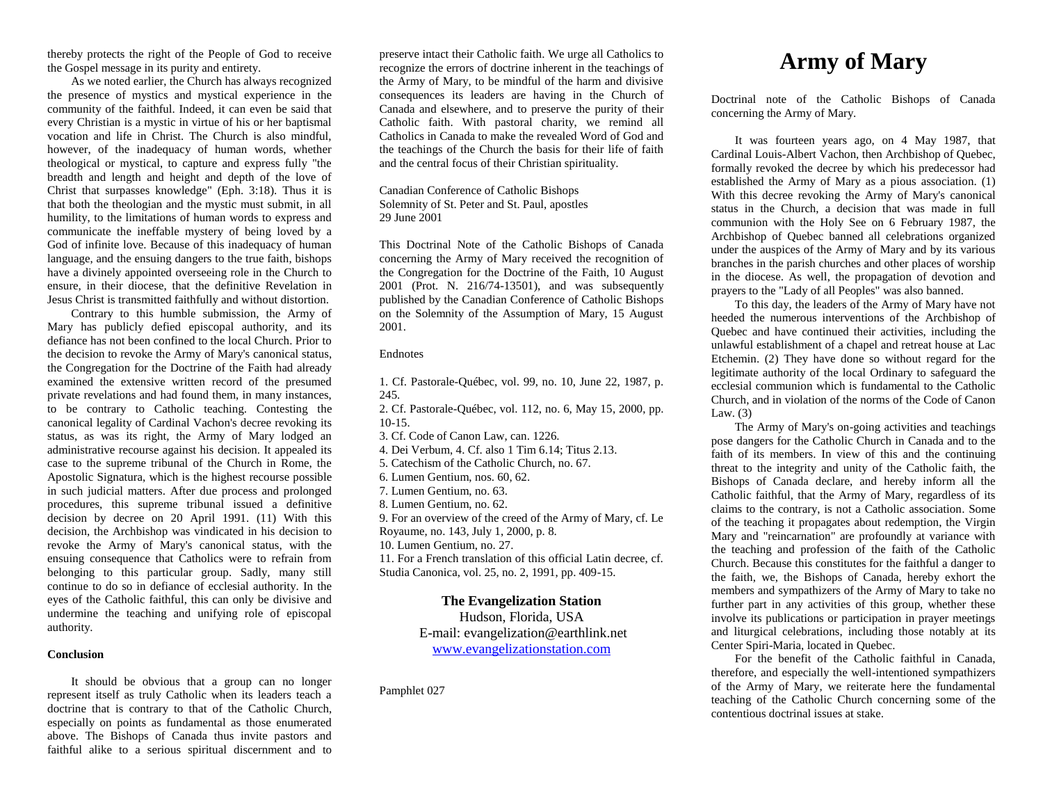# Army of Mary

Doctrinal note of the Catholic Bishops of Canada concerning the Army of Mary.

It was fourteen years ago, on 4 May 1987, that Cardinal Louis-Albert Vachon, then Archbishop of Quebec, formally revoked the decree by which his predecessor had established the Army of Mary as a pious association. (1) With this decree revoking the Army of Mary's canonical status in the Church, a decision that was made in full communion with the Holy See on 6 February 1987, the Archbishop of Quebec banned all celebrations organized under the auspices of the Army of Mary and by its various branches in the parish churches and other places of worship in the diocese. As well, the propagation of devotion and prayers to the "Lady of all Peoples" was also banned.

To this day, the leaders of the Army of Mary have not heeded the numerous interventions of the Archbishop of Quebec and have continued their activities, including the unlawful establishment of a chapel and retreat house at Lac Etchemin. (2) They have done so without regard for the legitimate authority of the local Ordinary to safeguard the ecclesial communion which is fundamental to the Catholic Church, and in violation of the norms of the Code of Canon Law. (3)

The Army of Mary's on-going activities and teachings pose dangers for the Catholic Church in Canada and to the faith of its members. In view of this and the continuing threat to the integrity and unity of the Catholic faith, the Bishops of Canada declare, and hereby inform all the Catholic faithful, that the Army of Mary, regardless of its claims to the contrary, is not a Catholic association. Some of the teaching it propagates about redemption, the Virgin Mary and "reincarnation" are profoundly at variance with the teaching and profession of the faith of the Catholic Church. Because this constitutes for the faithful a danger to the faith, we, the Bishops of Canada, hereby exhort the members and sympathizers of the Army of Mary to take no further part in any activities of this group, whether these involve its publications or participation in prayer meetings and liturgical celebrations, including those notably at its Center Spiri-Maria, located in Quebec.

For the benefit of the Catholic faithful in Canada, therefore, and especially the well-intentioned sympathizers of the Army of Mary, we reiterate here the fundamental teaching of the Catholic Church concerning some of the contentious doctrinal issues at stake.

thereby protects the right of the People of God to receive the Gospel message in its purity and entirety.

As we noted earlier, the Church has always recognized the presence of mystics and mystical experience in the community of the faithful. Indeed, it can even be said that every Christian is a mystic in virtue of his or her baptismal vocation and life in Christ. The Church is also mindful, however, of the inadequacy of human words, whether theological or mystical, to capture and express fully "the breadth and length and height and depth of the love of Christ that surpasses knowledge" (Eph. 3:18). Thus it is that both the theologian and the mystic must submit, in all humility, to the limitations of human words to express and communicate the ineffable mystery of being loved by a God of infinite love. Because of this inadequacy of human language, and the ensuing dangers to the true faith, bishops have a divinely appointed overseeing role in the Church to ensure, in their diocese, that the definitive Revelation in Jesus Christ is transmitted faithfully and without distortion.

Contrary to this humble submission, the Army of Mary has publicly defied episcopal authority, and its defiance has not been confined to the local Church. Prior to the decision to revoke the Army of Mary's canonical status, the Congregation for the Doctrine of the Faith had already examined the extensive written record of the presumed private revelations and had found them, in many instances, to be contrary to Catholic teaching. Contesting the canonical legality of Cardinal Vachon's decree revoking its status, as was its right, the Army of Mary lodged an administrative recourse against his decision. It appealed its case to the supreme tribunal of the Church in Rome, the Apostolic Signatura, which is the highest recourse possible in such judicial matters. After due process and prolonged procedures, this supreme tribunal issued a definitive decision by decree on 20 April 1991. (11) With this decision, the Archbishop was vindicated in his decision to revoke the Army of Mary's canonical status, with the ensuing consequence that Catholics were to refrain from belonging to this particular group. Sadly, many still continue to do so in defiance of ecclesial authority. In the eyes of the Catholic faithful, this can only be divisive and undermine the teaching and unifying role of episcopal authority.

**Conclusion**

It should be obvious that a group can no longer represent itself as truly Catholic when its leaders teach a doctrine that is contrary to that of the Catholic Church, especially on points as fundamental as those enumerated above. The Bishops of Canada thus invite pastors and faithful alike to a serious spiritual discernment and to preserve intact their Catholic faith. We urge all Catholics to recognize the errors of doctrine inherent in the teachings of the Army of Mary, to be mindful of the harm and divisive consequences its leaders are having in the Church of Canada and elsewhere, and to preserve the purity of their Catholic faith. With pastoral charity, we remind all Catholics in Canada to make the revealed Word of God and the teachings of the Church the basis for their life of faith and the central focus of their Christian spirituality.

Canadian Conference of Catholic Bishops
Solemnity of St. Peter and St. Paul, apostles
29 June 2001

This Doctrinal Note of the Catholic Bishops of Canada concerning the Army of Mary received the recognition of the Congregation for the Doctrine of the Faith, 10 August 2001 (Prot. N. 216/74-13501), and was subsequently published by the Canadian Conference of Catholic Bishops on the Solemnity of the Assumption of Mary, 15 August 2001.

Endnotes

1. Cf. Pastorale-Québec, vol. 99, no. 10, June 22, 1987, p. 245.
2. Cf. Pastorale-Québec, vol. 112, no. 6, May 15, 2000, pp. 10-15.
3. Cf. Code of Canon Law, can. 1226.
4. Dei Verbum, 4. Cf. also 1 Tim 6.14; Titus 2.13.
5. Catechism of the Catholic Church, no. 67.
6. Lumen Gentium, nos. 60, 62.
7. Lumen Gentium, no. 63.
8. Lumen Gentium, no. 62.
9. For an overview of the creed of the Army of Mary, cf. Le Royaume, no. 143, July 1, 2000, p. 8.
10. Lumen Gentium, no. 27.
11. For a French translation of this official Latin decree, cf. Studia Canonica, vol. 25, no. 2, 1991, pp. 409-15.

**The Evangelization Station**
Hudson, Florida, USA
E-mail: evangelization@earthlink.net
www.evangelizationstation.com

Pamphlet 027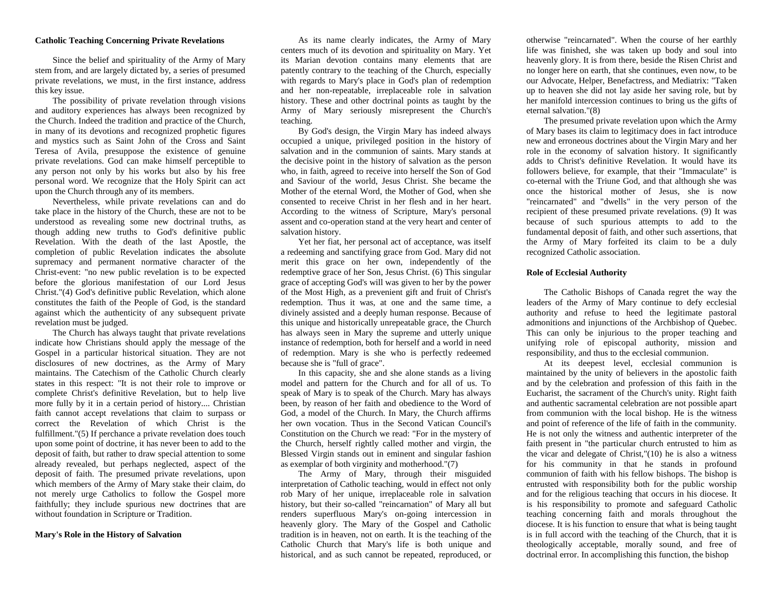## Catholic Teaching Concerning Private Revelations

Since the belief and spirituality of the Army of Mary stem from, and are largely dictated by, a series of presumed private revelations, we must, in the first instance, address this key issue.

The possibility of private revelation through visions and auditory experiences has always been recognized by the Church. Indeed the tradition and practice of the Church, in many of its devotions and recognized prophetic figures and mystics such as Saint John of the Cross and Saint Teresa of Avila, presuppose the existence of genuine private revelations. God can make himself perceptible to any person not only by his works but also by his free personal word. We recognize that the Holy Spirit can act upon the Church through any of its members.

Nevertheless, while private revelations can and do take place in the history of the Church, these are not to be understood as revealing some new doctrinal truths, as though adding new truths to God's definitive public Revelation. With the death of the last Apostle, the completion of public Revelation indicates the absolute supremacy and permanent normative character of the Christ-event: "no new public revelation is to be expected before the glorious manifestation of our Lord Jesus Christ."(4) God's definitive public Revelation, which alone constitutes the faith of the People of God, is the standard against which the authenticity of any subsequent private revelation must be judged.

The Church has always taught that private revelations indicate how Christians should apply the message of the Gospel in a particular historical situation. They are not disclosures of new doctrines, as the Army of Mary maintains. The Catechism of the Catholic Church clearly states in this respect: "It is not their role to improve or complete Christ's definitive Revelation, but to help live more fully by it in a certain period of history.... Christian faith cannot accept revelations that claim to surpass or correct the Revelation of which Christ is the fulfillment."(5) If perchance a private revelation does touch upon some point of doctrine, it has never been to add to the deposit of faith, but rather to draw special attention to some already revealed, but perhaps neglected, aspect of the deposit of faith. The presumed private revelations, upon which members of the Army of Mary stake their claim, do not merely urge Catholics to follow the Gospel more faithfully; they include spurious new doctrines that are without foundation in Scripture or Tradition.

## Mary's Role in the History of Salvation

As its name clearly indicates, the Army of Mary centers much of its devotion and spirituality on Mary. Yet its Marian devotion contains many elements that are patently contrary to the teaching of the Church, especially with regards to Mary's place in God's plan of redemption and her non-repeatable, irreplaceable role in salvation history. These and other doctrinal points as taught by the Army of Mary seriously misrepresent the Church's teaching.

By God's design, the Virgin Mary has indeed always occupied a unique, privileged position in the history of salvation and in the communion of saints. Mary stands at the decisive point in the history of salvation as the person who, in faith, agreed to receive into herself the Son of God and Saviour of the world, Jesus Christ. She became the Mother of the eternal Word, the Mother of God, when she consented to receive Christ in her flesh and in her heart. According to the witness of Scripture, Mary's personal assent and co-operation stand at the very heart and center of salvation history.

Yet her fiat, her personal act of acceptance, was itself a redeeming and sanctifying grace from God. Mary did not merit this grace on her own, independently of the redemptive grace of her Son, Jesus Christ. (6) This singular grace of accepting God's will was given to her by the power of the Most High, as a prevenient gift and fruit of Christ's redemption. Thus it was, at one and the same time, a divinely assisted and a deeply human response. Because of this unique and historically unrepeatable grace, the Church has always seen in Mary the supreme and utterly unique instance of redemption, both for herself and a world in need of redemption. Mary is she who is perfectly redeemed because she is "full of grace".

In this capacity, she and she alone stands as a living model and pattern for the Church and for all of us. To speak of Mary is to speak of the Church. Mary has always been, by reason of her faith and obedience to the Word of God, a model of the Church. In Mary, the Church affirms her own vocation. Thus in the Second Vatican Council's Constitution on the Church we read: "For in the mystery of the Church, herself rightly called mother and virgin, the Blessed Virgin stands out in eminent and singular fashion as exemplar of both virginity and motherhood."(7)

The Army of Mary, through their misguided interpretation of Catholic teaching, would in effect not only rob Mary of her unique, irreplaceable role in salvation history, but their so-called "reincarnation" of Mary all but renders superfluous Mary's on-going intercession in heavenly glory. The Mary of the Gospel and Catholic tradition is in heaven, not on earth. It is the teaching of the Catholic Church that Mary's life is both unique and historical, and as such cannot be repeated, reproduced, or otherwise "reincarnated". When the course of her earthly life was finished, she was taken up body and soul into heavenly glory. It is from there, beside the Risen Christ and no longer here on earth, that she continues, even now, to be our Advocate, Helper, Benefactress, and Mediatrix: "Taken up to heaven she did not lay aside her saving role, but by her manifold intercession continues to bring us the gifts of eternal salvation."(8)

The presumed private revelation upon which the Army of Mary bases its claim to legitimacy does in fact introduce new and erroneous doctrines about the Virgin Mary and her role in the economy of salvation history. It significantly adds to Christ's definitive Revelation. It would have its followers believe, for example, that their "Immaculate" is co-eternal with the Triune God, and that although she was once the historical mother of Jesus, she is now "reincarnated" and "dwells" in the very person of the recipient of these presumed private revelations. (9) It was because of such spurious attempts to add to the fundamental deposit of faith, and other such assertions, that the Army of Mary forfeited its claim to be a duly recognized Catholic association.

## Role of Ecclesial Authority

The Catholic Bishops of Canada regret the way the leaders of the Army of Mary continue to defy ecclesial authority and refuse to heed the legitimate pastoral admonitions and injunctions of the Archbishop of Quebec. This can only be injurious to the proper teaching and unifying role of episcopal authority, mission and responsibility, and thus to the ecclesial communion.

At its deepest level, ecclesial communion is maintained by the unity of believers in the apostolic faith and by the celebration and profession of this faith in the Eucharist, the sacrament of the Church's unity. Right faith and authentic sacramental celebration are not possible apart from communion with the local bishop. He is the witness and point of reference of the life of faith in the community. He is not only the witness and authentic interpreter of the faith present in "the particular church entrusted to him as the vicar and delegate of Christ,"(10) he is also a witness for his community in that he stands in profound communion of faith with his fellow bishops. The bishop is entrusted with responsibility both for the public worship and for the religious teaching that occurs in his diocese. It is his responsibility to promote and safeguard Catholic teaching concerning faith and morals throughout the diocese. It is his function to ensure that what is being taught is in full accord with the teaching of the Church, that it is theologically acceptable, morally sound, and free of doctrinal error. In accomplishing this function, the bishop